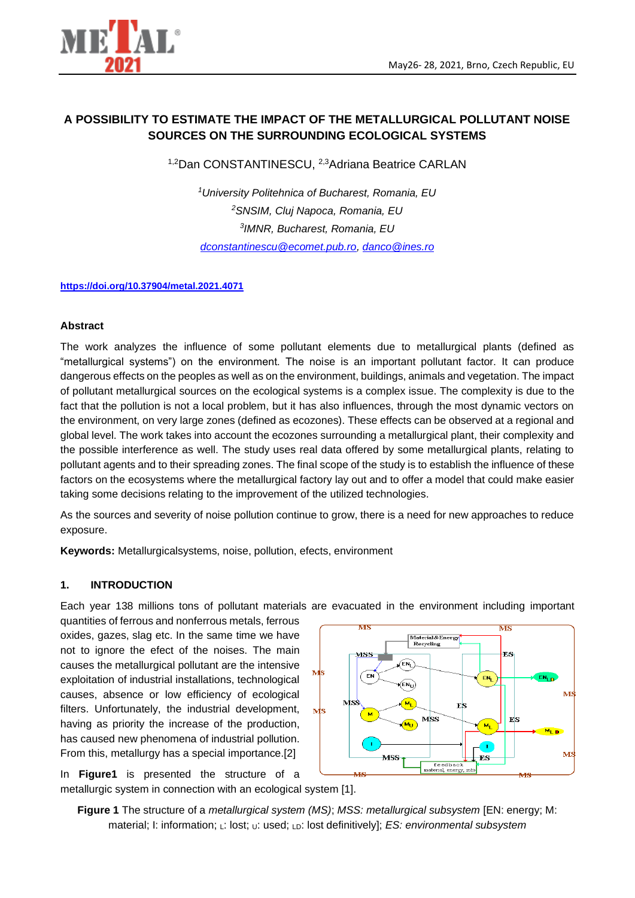# A POSSIBILITY TO ESTIMATE THE IMPACT OF THE METALLURGICAL POLLUTANT NOISE SOURCES ON THE SURROUNDING ECOLOGICAL SYSTEMS

[1,2]Dan CONSTANTINESCU, [2,3]Adriana Beatrice CARLAN

[1]*University Politehnica of Bucharest, Romania, EU*
[2]*SNSIM, Cluj Napoca, Romania, EU*
[3]*IMNR, Bucharest, Romania, EU*
dconstantinescu@ecomet.pub.ro, danco@ines.ro

https://doi.org/10.37904/metal.2021.4071

## Abstract

The work analyzes the influence of some pollutant elements due to metallurgical plants (defined as "metallurgical systems") on the environment. The noise is an important pollutant factor. It can produce dangerous effects on the peoples as well as on the environment, buildings, animals and vegetation. The impact of pollutant metallurgical sources on the ecological systems is a complex issue. The complexity is due to the fact that the pollution is not a local problem, but it has also influences, through the most dynamic vectors on the environment, on very large zones (defined as ecozones). These effects can be observed at a regional and global level. The work takes into account the ecozones surrounding a metallurgical plant, their complexity and the possible interference as well. The study uses real data offered by some metallurgical plants, relating to pollutant agents and to their spreading zones. The final scope of the study is to establish the influence of these factors on the ecosystems where the metallurgical factory lay out and to offer a model that could make easier taking some decisions relating to the improvement of the utilized technologies.

As the sources and severity of noise pollution continue to grow, there is a need for new approaches to reduce exposure.

**Keywords:** Metallurgicalsystems, noise, pollution, efects, environment

## 1. INTRODUCTION

Each year 138 millions tons of pollutant materials are evacuated in the environment including important quantities of ferrous and nonferrous metals, ferrous oxides, gazes, slag etc. In the same time we have not to ignore the efect of the noises. The main causes the metallurgical pollutant are the intensive exploitation of industrial installations, technological causes, absence or low efficiency of ecological filters. Unfortunately, the industrial development, having as priority the increase of the production, has caused new phenomena of industrial pollution. From this, metallurgy has a special importance.[2]

In **Figure1** is presented the structure of a metallurgic system in connection with an ecological system [1].

**Figure 1** The structure of a *metallurgical system (MS)*; *MSS: metallurgical subsystem* [EN: energy; M: material; I: information; $_L$: lost; $_U$: used; $_{LD}$: lost definitively]; *ES: environmental subsystem*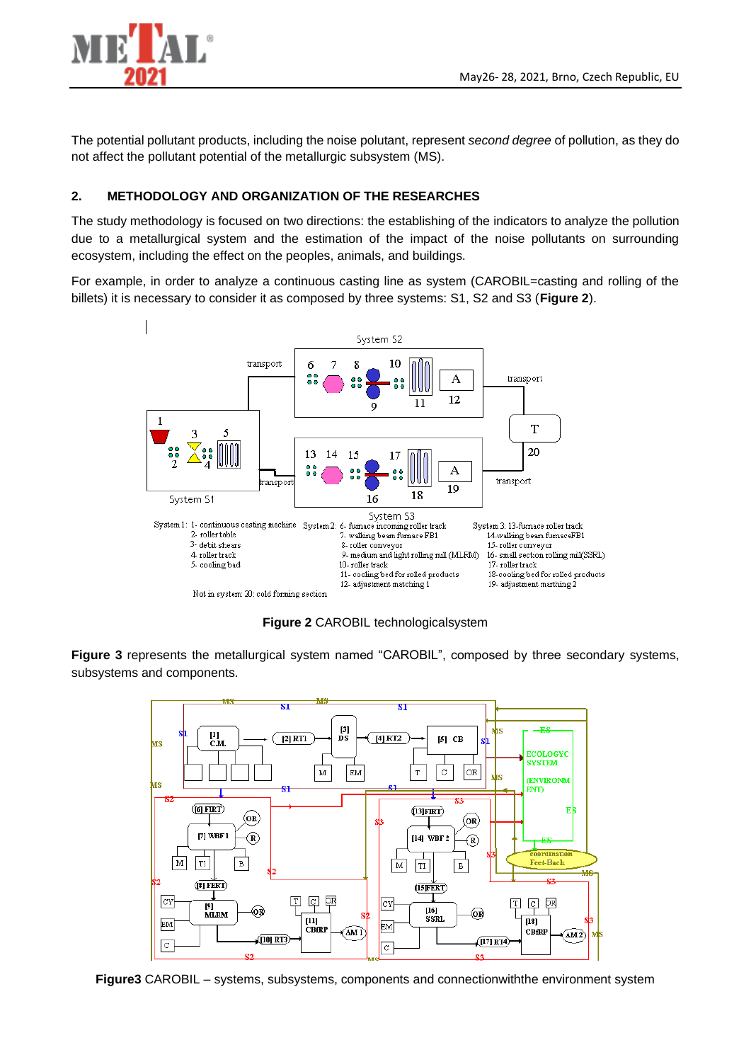The potential pollutant products, including the noise polutant, represent *second degree* of pollution, as they do not affect the pollutant potential of the metallurgic subsystem (MS).

## 2. METHODOLOGY AND ORGANIZATION OF THE RESEARCHES

The study methodology is focused on two directions: the establishing of the indicators to analyze the pollution due to a metallurgical system and the estimation of the impact of the noise pollutants on surrounding ecosystem, including the effect on the peoples, animals, and buildings.

For example, in order to analyze a continuous casting line as system (CAROBIL=casting and rolling of the billets) it is necessary to consider it as composed by three systems: S1, S2 and S3 (**Figure 2**).

**Figure 2** CAROBIL technologicalsystem

**Figure 3** represents the metallurgical system named "CAROBIL", composed by three secondary systems, subsystems and components.

**Figure3** CAROBIL – systems, subsystems, components and connectionwiththe environment system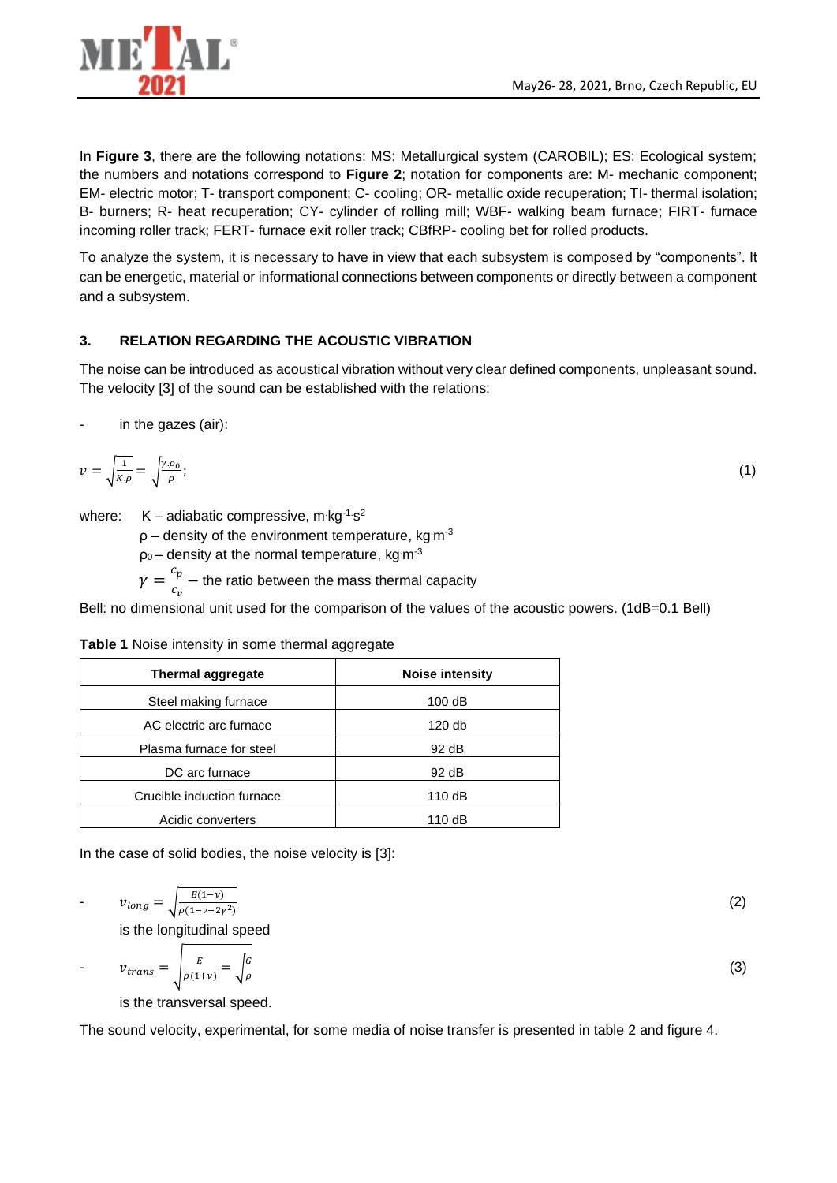In **Figure 3**, there are the following notations: MS: Metallurgical system (CAROBIL); ES: Ecological system; the numbers and notations correspond to **Figure 2**; notation for components are: M- mechanic component; EM- electric motor; T- transport component; C- cooling; OR- metallic oxide recuperation; TI- thermal isolation; B- burners; R- heat recuperation; CY- cylinder of rolling mill; WBF- walking beam furnace; FIRT- furnace incoming roller track; FERT- furnace exit roller track; CBfRP- cooling bet for rolled products.

To analyze the system, it is necessary to have in view that each subsystem is composed by "components". It can be energetic, material or informational connections between components or directly between a component and a subsystem.

## 3. RELATION REGARDING THE ACOUSTIC VIBRATION

The noise can be introduced as acoustical vibration without very clear defined components, unpleasant sound. The velocity [3] of the sound can be established with the relations:

- in the gazes (air):

$$v = \sqrt{\frac{1}{K \cdot \rho}} = \sqrt{\frac{\gamma \cdot \rho_0}{\rho}}; \tag{1}$$

where: K – adiabatic compressive, $m \cdot kg^{-1} \cdot s^2$
ρ – density of the environment temperature, $kg \cdot m^{-3}$
$\rho_0$ – density at the normal temperature, $kg \cdot m^{-3}$
$\gamma = \frac{c_p}{c_v}$ – the ratio between the mass thermal capacity

Bell: no dimensional unit used for the comparison of the values of the acoustic powers. (1dB=0.1 Bell)

**Table 1** Noise intensity in some thermal aggregate

| Thermal aggregate | Noise intensity |
|---|---|
| Steel making furnace | 100 dB |
| AC electric arc furnace | 120 db |
| Plasma furnace for steel | 92 dB |
| DC arc furnace | 92 dB |
| Crucible induction furnace | 110 dB |
| Acidic converters | 110 dB |

In the case of solid bodies, the noise velocity is [3]:

- $$v_{long} = \sqrt{\frac{E(1-\nu)}{\rho(1-\nu-2\gamma^2)}} \tag{2}$$

  is the longitudinal speed

- $$v_{trans} = \sqrt{\frac{E}{\rho(1+\nu)}} = \sqrt{\frac{G}{\rho}} \tag{3}$$

  is the transversal speed.

The sound velocity, experimental, for some media of noise transfer is presented in table 2 and figure 4.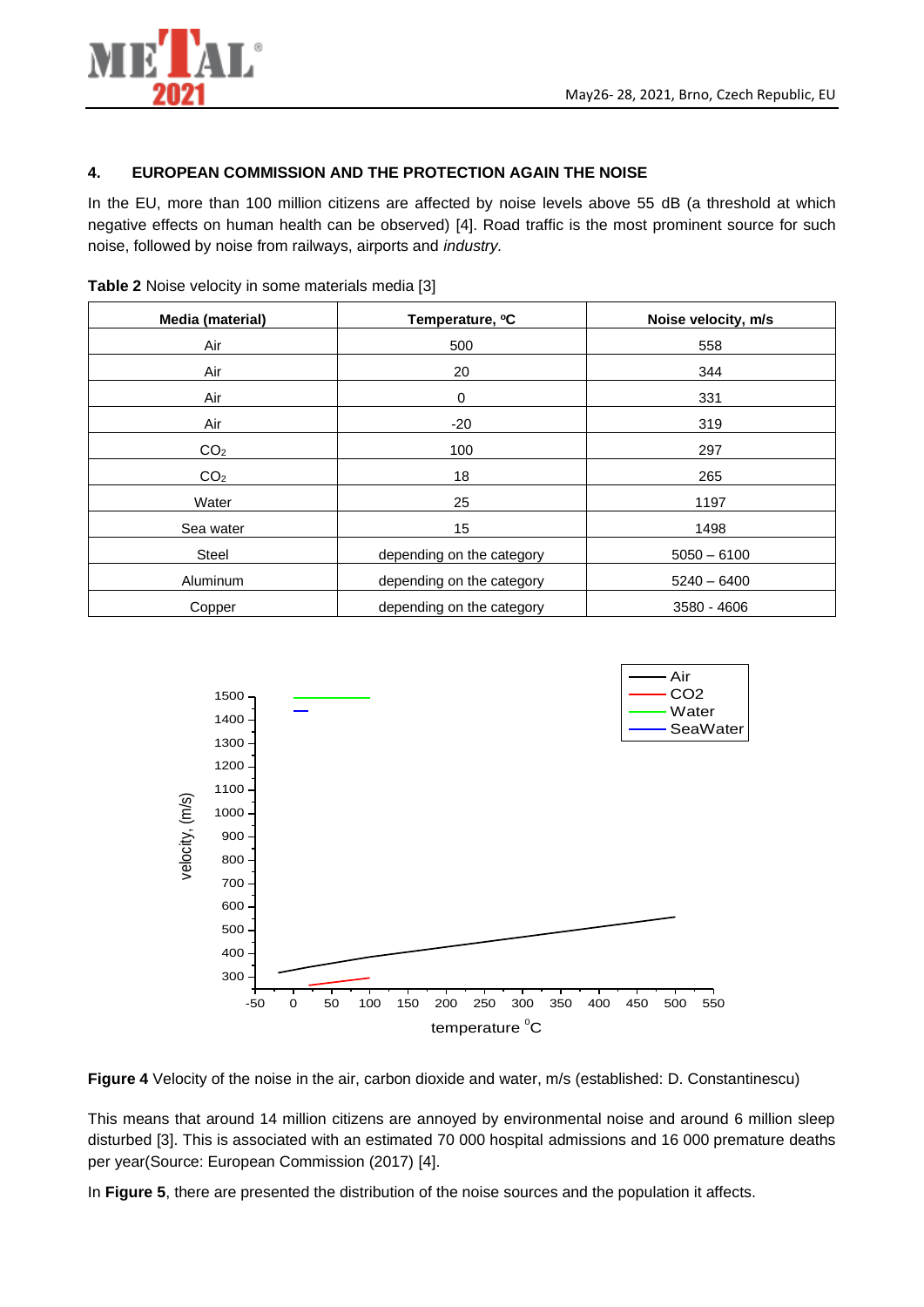## 4. EUROPEAN COMMISSION AND THE PROTECTION AGAIN THE NOISE

In the EU, more than 100 million citizens are affected by noise levels above 55 dB (a threshold at which negative effects on human health can be observed) [4]. Road traffic is the most prominent source for such noise, followed by noise from railways, airports and *industry.*

**Table 2** Noise velocity in some materials media [3]

| Media (material) | Temperature, ºC | Noise velocity, m/s |
|---|---|---|
| Air | 500 | 558 |
| Air | 20 | 344 |
| Air | 0 | 331 |
| Air | -20 | 319 |
| $CO_2$ | 100 | 297 |
| $CO_2$ | 18 | 265 |
| Water | 25 | 1197 |
| Sea water | 15 | 1498 |
| Steel | depending on the category | 5050 – 6100 |
| Aluminum | depending on the category | 5240 – 6400 |
| Copper | depending on the category | 3580 - 4606 |

**Figure 4** Velocity of the noise in the air, carbon dioxide and water, m/s (established: D. Constantinescu)

This means that around 14 million citizens are annoyed by environmental noise and around 6 million sleep disturbed [3]. This is associated with an estimated 70 000 hospital admissions and 16 000 premature deaths per year(Source: European Commission (2017) [4].

In **Figure 5**, there are presented the distribution of the noise sources and the population it affects.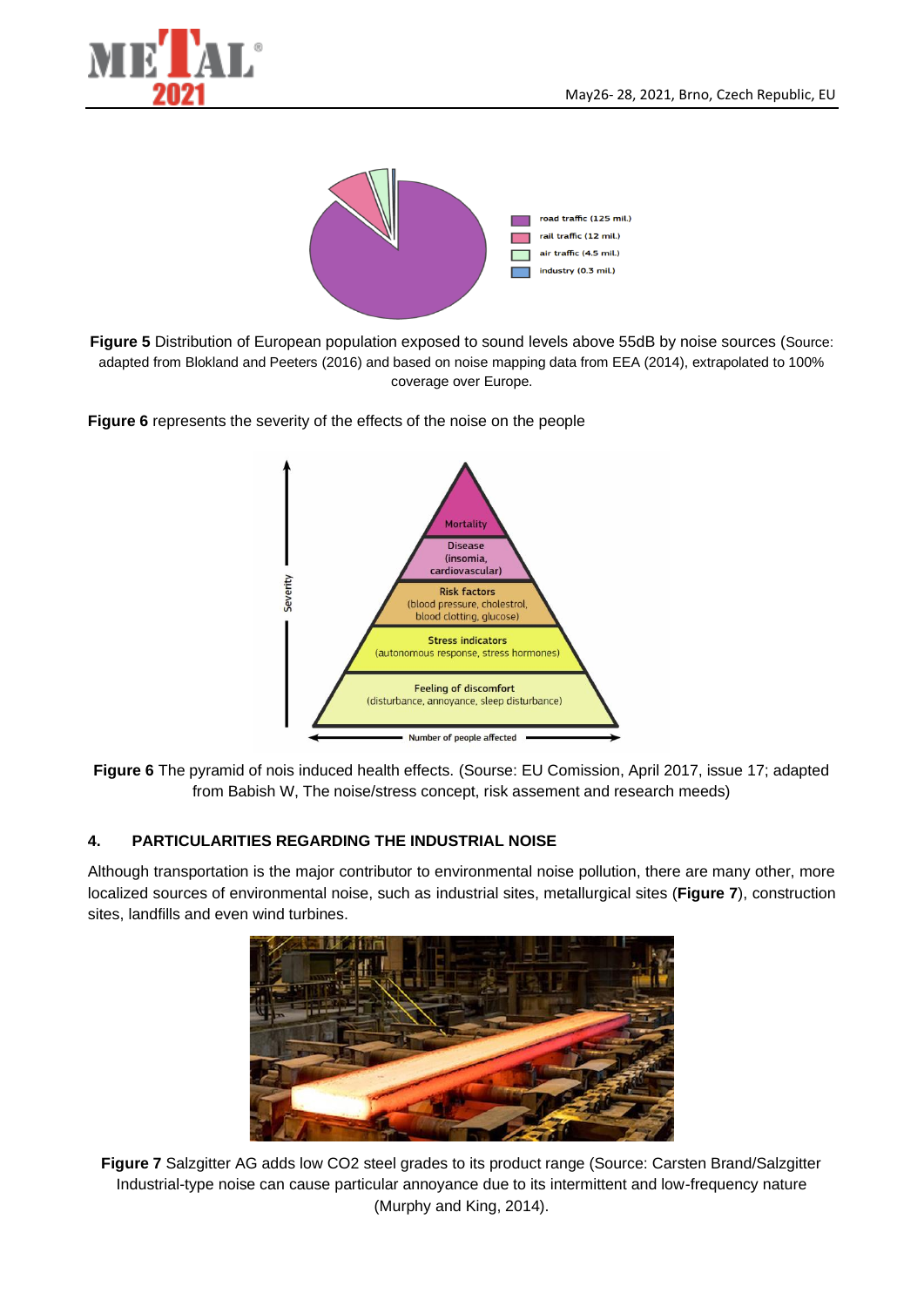**Figure 5** Distribution of European population exposed to sound levels above 55dB by noise sources (Source: adapted from Blokland and Peeters (2016) and based on noise mapping data from EEA (2014), extrapolated to 100% coverage over Europe.

**Figure 6** represents the severity of the effects of the noise on the people

**Figure 6** The pyramid of nois induced health effects. (Sourse: EU Comission, April 2017, issue 17; adapted from Babish W, The noise/stress concept, risk assement and research meeds)

## 4. PARTICULARITIES REGARDING THE INDUSTRIAL NOISE

Although transportation is the major contributor to environmental noise pollution, there are many other, more localized sources of environmental noise, such as industrial sites, metallurgical sites (**Figure 7**), construction sites, landfills and even wind turbines.

**Figure 7** Salzgitter AG adds low CO2 steel grades to its product range (Source: Carsten Brand/Salzgitter Industrial-type noise can cause particular annoyance due to its intermittent and low-frequency nature (Murphy and King, 2014).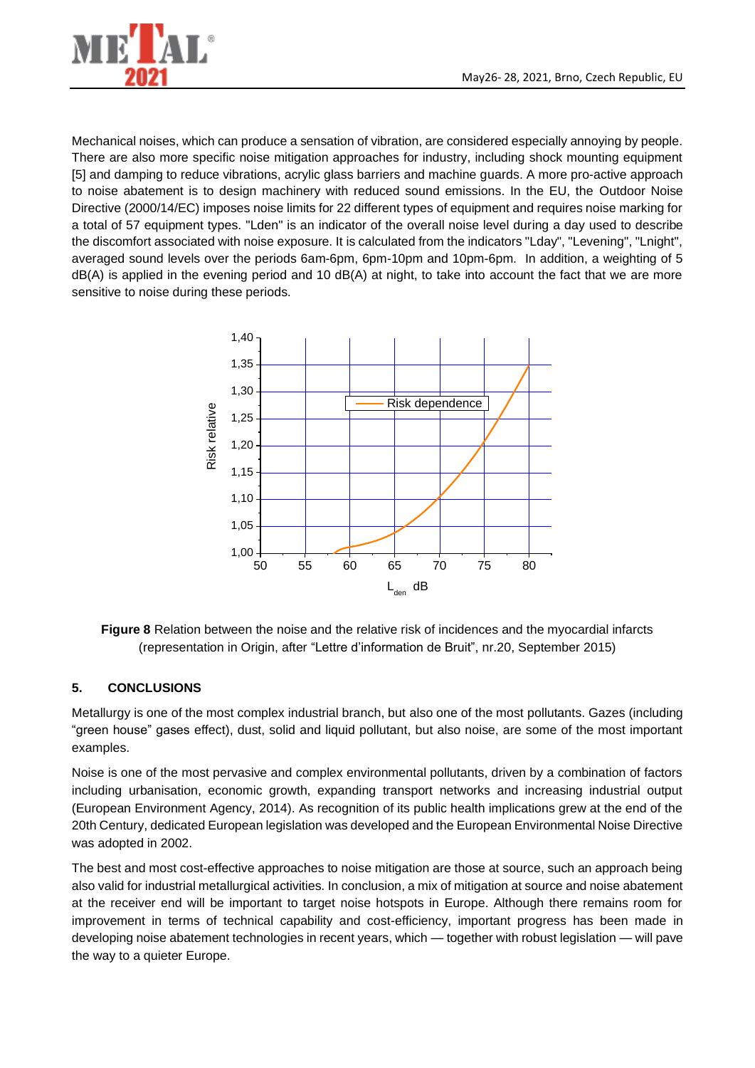Mechanical noises, which can produce a sensation of vibration, are considered especially annoying by people. There are also more specific noise mitigation approaches for industry, including shock mounting equipment [5] and damping to reduce vibrations, acrylic glass barriers and machine guards. A more pro-active approach to noise abatement is to design machinery with reduced sound emissions. In the EU, the Outdoor Noise Directive (2000/14/EC) imposes noise limits for 22 different types of equipment and requires noise marking for a total of 57 equipment types. "Lden" is an indicator of the overall noise level during a day used to describe the discomfort associated with noise exposure. It is calculated from the indicators "Lday", "Levening", "Lnight", averaged sound levels over the periods 6am-6pm, 6pm-10pm and 10pm-6pm. In addition, a weighting of 5 dB(A) is applied in the evening period and 10 dB(A) at night, to take into account the fact that we are more sensitive to noise during these periods.

**Figure 8** Relation between the noise and the relative risk of incidences and the myocardial infarcts (representation in Origin, after "Lettre d'information de Bruit", nr.20, September 2015)

## 5. CONCLUSIONS

Metallurgy is one of the most complex industrial branch, but also one of the most pollutants. Gazes (including "green house" gases effect), dust, solid and liquid pollutant, but also noise, are some of the most important examples.

Noise is one of the most pervasive and complex environmental pollutants, driven by a combination of factors including urbanisation, economic growth, expanding transport networks and increasing industrial output (European Environment Agency, 2014). As recognition of its public health implications grew at the end of the 20th Century, dedicated European legislation was developed and the European Environmental Noise Directive was adopted in 2002.

The best and most cost-effective approaches to noise mitigation are those at source, such an approach being also valid for industrial metallurgical activities. In conclusion, a mix of mitigation at source and noise abatement at the receiver end will be important to target noise hotspots in Europe. Although there remains room for improvement in terms of technical capability and cost-efficiency, important progress has been made in developing noise abatement technologies in recent years, which — together with robust legislation — will pave the way to a quieter Europe.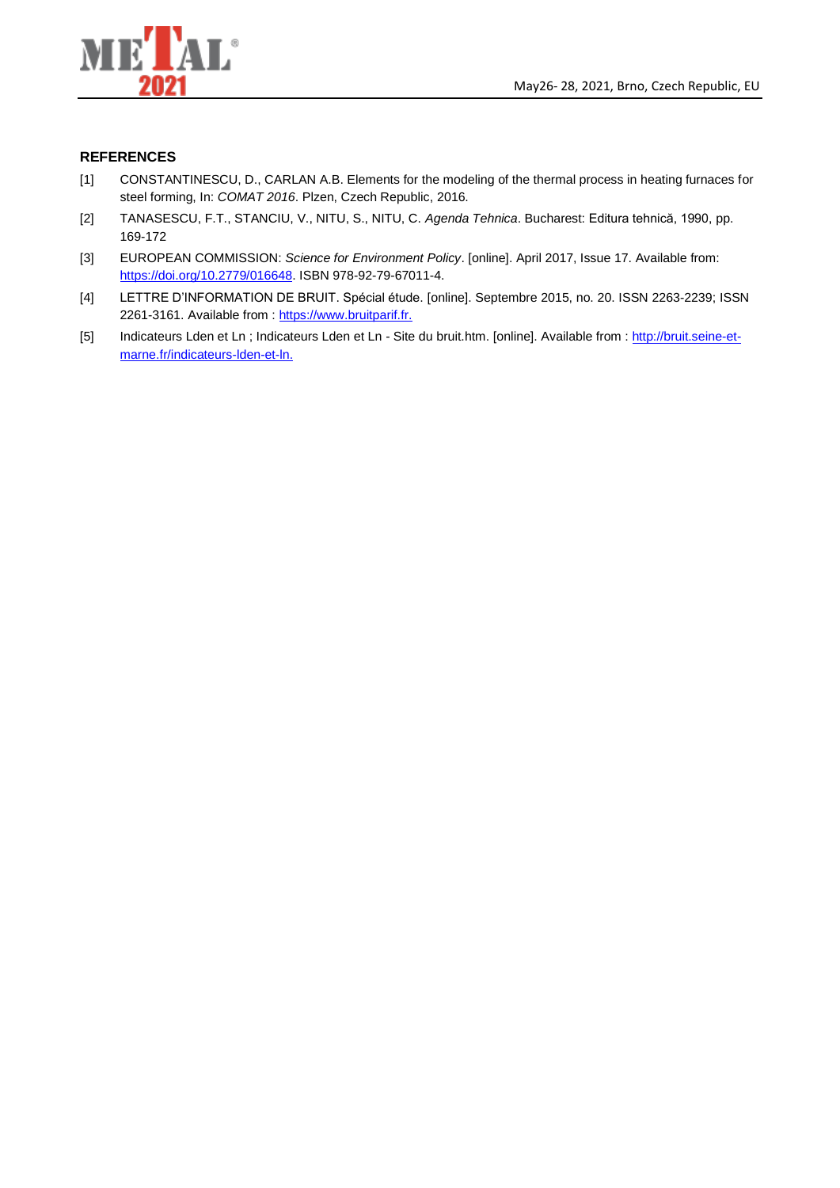## REFERENCES

[1] CONSTANTINESCU, D., CARLAN A.B. Elements for the modeling of the thermal process in heating furnaces for steel forming, In: *COMAT 2016*. Plzen, Czech Republic, 2016.

[2] TANASESCU, F.T., STANCIU, V., NITU, S., NITU, C. *Agenda Tehnica*. Bucharest: Editura tehnică, 1990, pp. 169-172

[3] EUROPEAN COMMISSION: *Science for Environment Policy*. [online]. April 2017, Issue 17. Available from: https://doi.org/10.2779/016648. ISBN 978-92-79-67011-4.

[4] LETTRE D'INFORMATION DE BRUIT. Spécial étude. [online]. Septembre 2015, no. 20. ISSN 2263-2239; ISSN 2261-3161. Available from : https://www.bruitparif.fr.

[5] Indicateurs Lden et Ln ; Indicateurs Lden et Ln - Site du bruit.htm. [online]. Available from : http://bruit.seine-et-marne.fr/indicateurs-lden-et-ln.